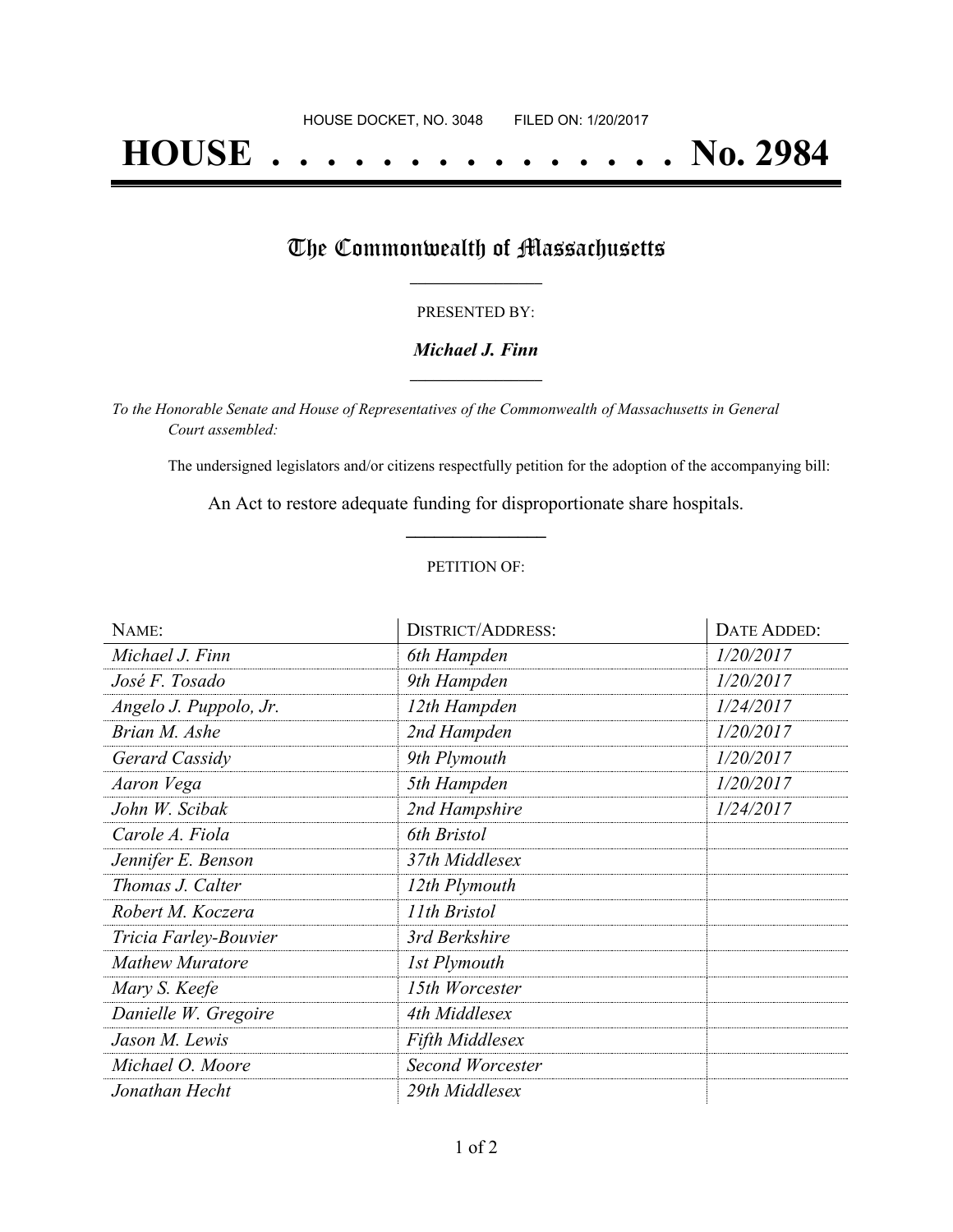HOUSE DOCKET, NO. 3048 FILED ON: 1/20/2017

# HOUSE . . . . . . . . . . . . . . . No. 2984

## The Commonwealth of Massachusetts

PRESENTED BY:

***Michael J. Finn***

*To the Honorable Senate and House of Representatives of the Commonwealth of Massachusetts in General Court assembled:*

The undersigned legislators and/or citizens respectfully petition for the adoption of the accompanying bill:

An Act to restore adequate funding for disproportionate share hospitals.

PETITION OF:

| NAME: | DISTRICT/ADDRESS: | DATE ADDED: |
|---|---|---|
| *Michael J. Finn* | *6th Hampden* | *1/20/2017* |
| *José F. Tosado* | *9th Hampden* | *1/20/2017* |
| *Angelo J. Puppolo, Jr.* | *12th Hampden* | *1/24/2017* |
| *Brian M. Ashe* | *2nd Hampden* | *1/20/2017* |
| *Gerard Cassidy* | *9th Plymouth* | *1/20/2017* |
| *Aaron Vega* | *5th Hampden* | *1/20/2017* |
| *John W. Scibak* | *2nd Hampshire* | *1/24/2017* |
| *Carole A. Fiola* | *6th Bristol* | |
| *Jennifer E. Benson* | *37th Middlesex* | |
| *Thomas J. Calter* | *12th Plymouth* | |
| *Robert M. Koczera* | *11th Bristol* | |
| *Tricia Farley-Bouvier* | *3rd Berkshire* | |
| *Mathew Muratore* | *1st Plymouth* | |
| *Mary S. Keefe* | *15th Worcester* | |
| *Danielle W. Gregoire* | *4th Middlesex* | |
| *Jason M. Lewis* | *Fifth Middlesex* | |
| *Michael O. Moore* | *Second Worcester* | |
| *Jonathan Hecht* | *29th Middlesex* | |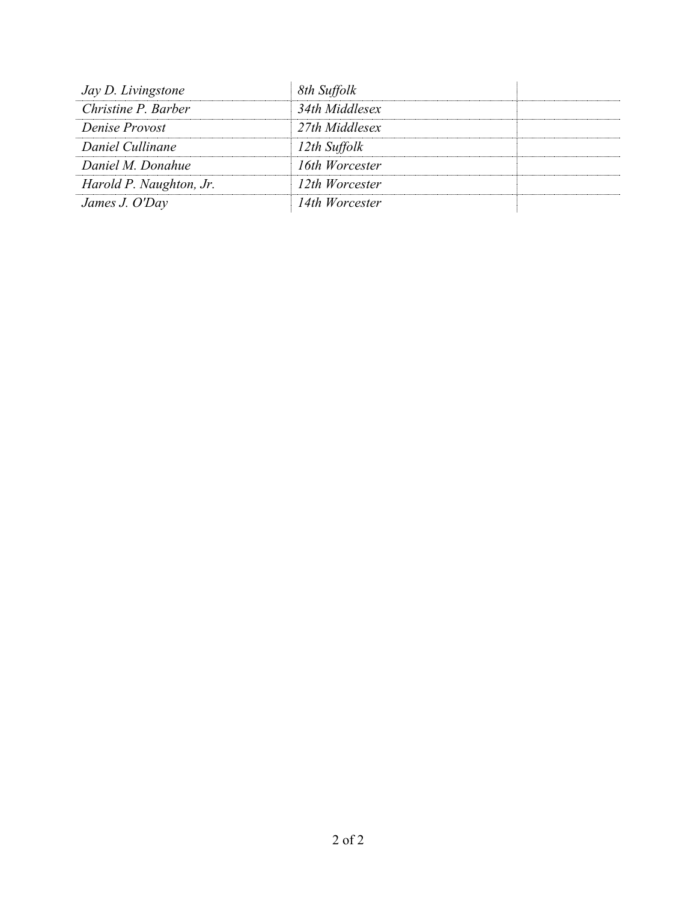| | | |
|---|---|---|
| *Jay D. Livingstone* | *8th Suffolk* | |
| *Christine P. Barber* | *34th Middlesex* | |
| *Denise Provost* | *27th Middlesex* | |
| *Daniel Cullinane* | *12th Suffolk* | |
| *Daniel M. Donahue* | *16th Worcester* | |
| *Harold P. Naughton, Jr.* | *12th Worcester* | |
| *James J. O'Day* | *14th Worcester* | |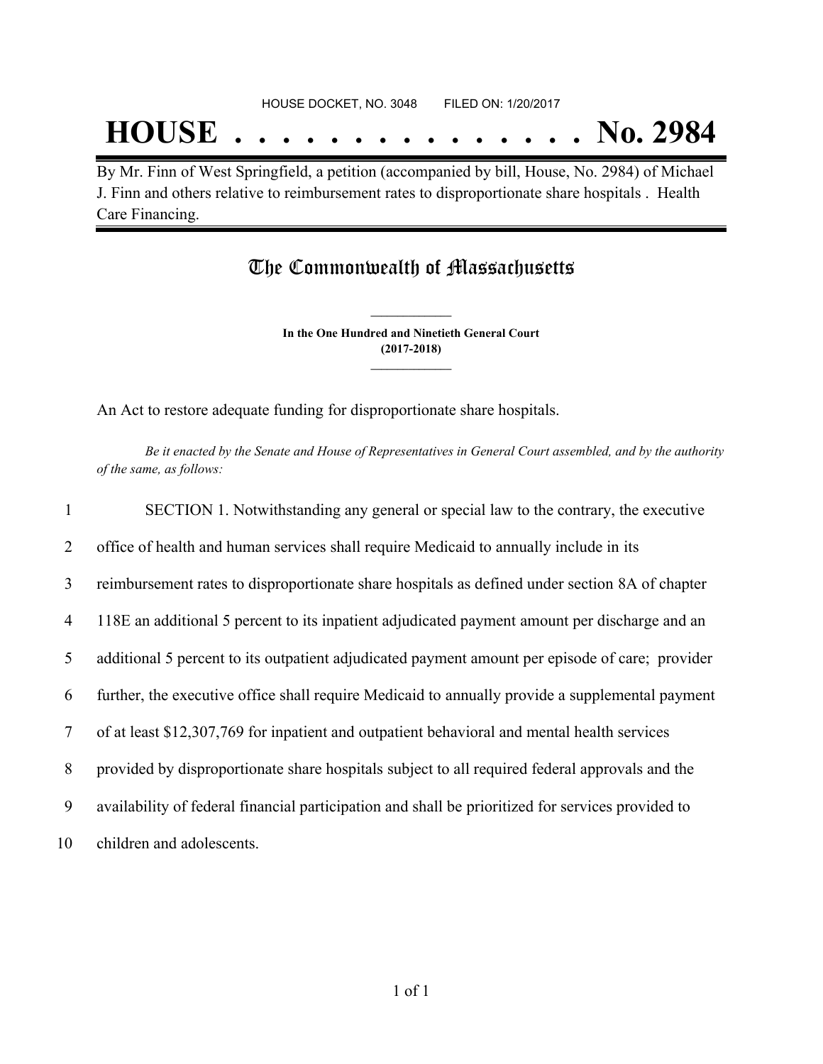HOUSE DOCKET, NO. 3048 FILED ON: 1/20/2017

# HOUSE . . . . . . . . . . . . . . . No. 2984

By Mr. Finn of West Springfield, a petition (accompanied by bill, House, No. 2984) of Michael J. Finn and others relative to reimbursement rates to disproportionate share hospitals . Health Care Financing.

## The Commonwealth of Massachusetts

**In the One Hundred and Ninetieth General Court**
**(2017-2018)**

An Act to restore adequate funding for disproportionate share hospitals.

*Be it enacted by the Senate and House of Representatives in General Court assembled, and by the authority of the same, as follows:*

1 SECTION 1. Notwithstanding any general or special law to the contrary, the executive
2 office of health and human services shall require Medicaid to annually include in its
3 reimbursement rates to disproportionate share hospitals as defined under section 8A of chapter
4 118E an additional 5 percent to its inpatient adjudicated payment amount per discharge and an
5 additional 5 percent to its outpatient adjudicated payment amount per episode of care; provider
6 further, the executive office shall require Medicaid to annually provide a supplemental payment
7 of at least $12,307,769 for inpatient and outpatient behavioral and mental health services
8 provided by disproportionate share hospitals subject to all required federal approvals and the
9 availability of federal financial participation and shall be prioritized for services provided to
10 children and adolescents.